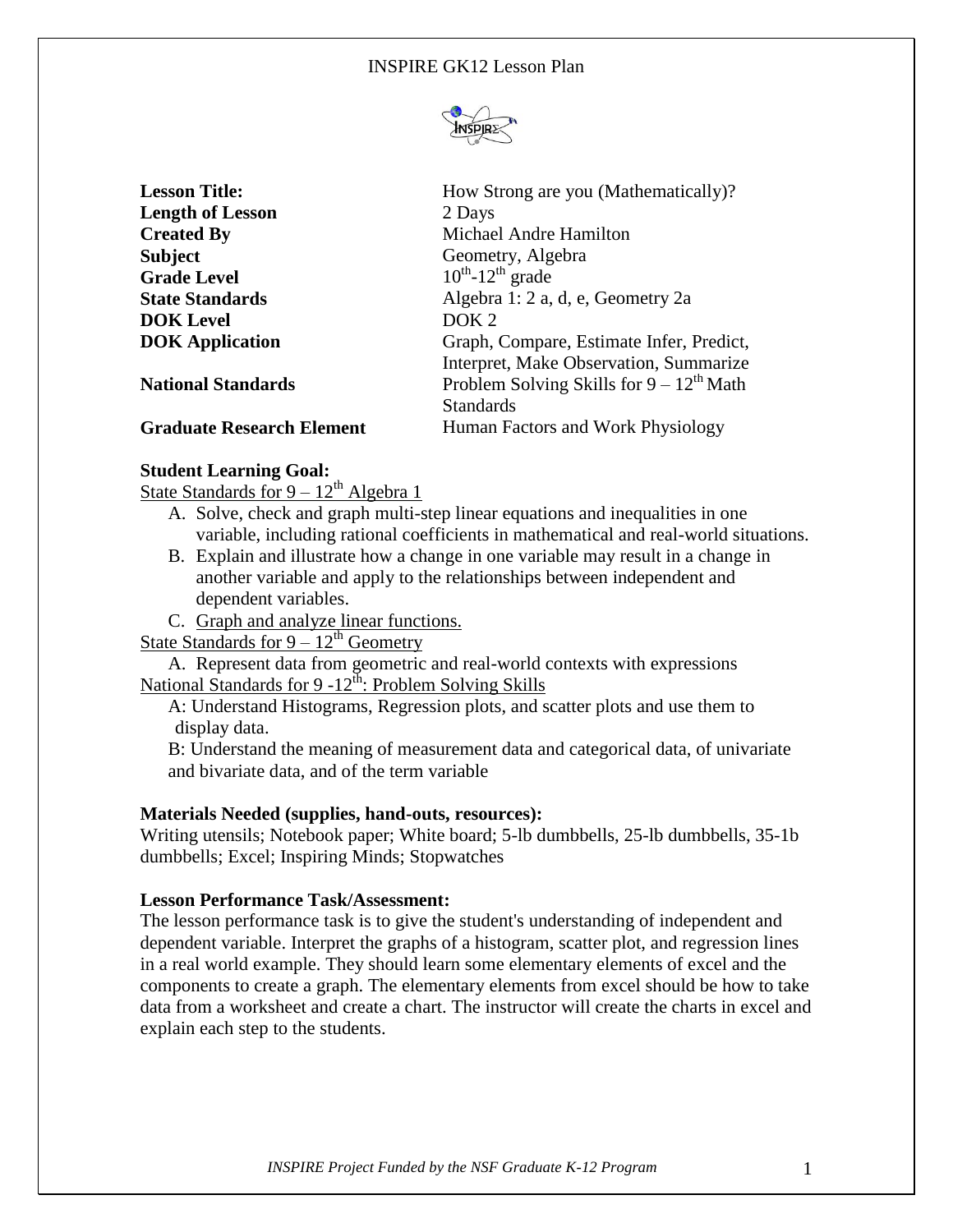| | |
|---|---|
| **Lesson Title:** | How Strong are you (Mathematically)? |
| **Length of Lesson** | 2 Days |
| **Created By** | Michael Andre Hamilton |
| **Subject** | Geometry, Algebra |
| **Grade Level** | 10th-12th grade |
| **State Standards** | Algebra 1: 2 a, d, e, Geometry 2a |
| **DOK Level** | DOK 2 |
| **DOK Application** | Graph, Compare, Estimate Infer, Predict, Interpret, Make Observation, Summarize |
| **National Standards** | Problem Solving Skills for 9 – 12th Math Standards |
| **Graduate Research Element** | Human Factors and Work Physiology |

**Student Learning Goal:**

State Standards for 9 – 12th Algebra 1

A. Solve, check and graph multi-step linear equations and inequalities in one variable, including rational coefficients in mathematical and real-world situations.

B. Explain and illustrate how a change in one variable may result in a change in another variable and apply to the relationships between independent and dependent variables.

C. Graph and analyze linear functions.

State Standards for 9 – 12th Geometry

A. Represent data from geometric and real-world contexts with expressions

National Standards for 9 -12th: Problem Solving Skills

A: Understand Histograms, Regression plots, and scatter plots and use them to display data.

B: Understand the meaning of measurement data and categorical data, of univariate and bivariate data, and of the term variable

**Materials Needed (supplies, hand-outs, resources):**

Writing utensils; Notebook paper; White board; 5-lb dumbbells, 25-lb dumbbells, 35-1b dumbbells; Excel; Inspiring Minds; Stopwatches

**Lesson Performance Task/Assessment:**

The lesson performance task is to give the student's understanding of independent and dependent variable. Interpret the graphs of a histogram, scatter plot, and regression lines in a real world example. They should learn some elementary elements of excel and the components to create a graph. The elementary elements from excel should be how to take data from a worksheet and create a chart. The instructor will create the charts in excel and explain each step to the students.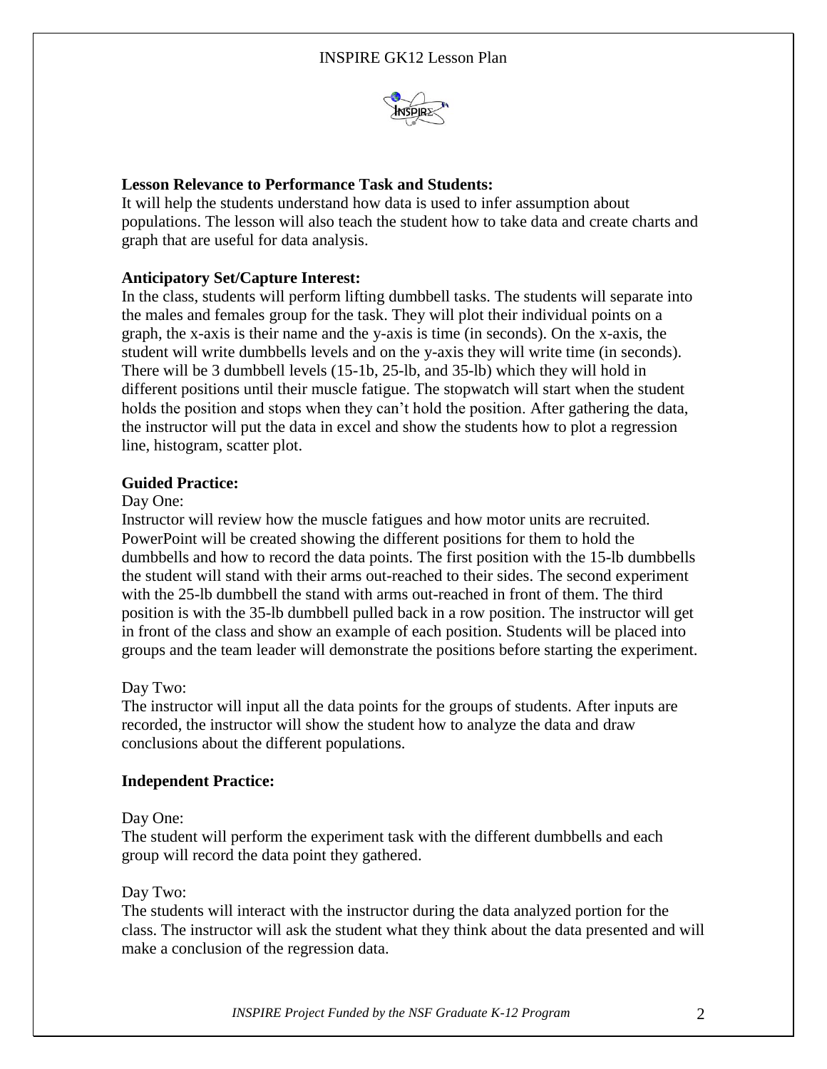**Lesson Relevance to Performance Task and Students:**

It will help the students understand how data is used to infer assumption about populations. The lesson will also teach the student how to take data and create charts and graph that are useful for data analysis.

**Anticipatory Set/Capture Interest:**

In the class, students will perform lifting dumbbell tasks. The students will separate into the males and females group for the task. They will plot their individual points on a graph, the x-axis is their name and the y-axis is time (in seconds). On the x-axis, the student will write dumbbells levels and on the y-axis they will write time (in seconds). There will be 3 dumbbell levels (15-1b, 25-lb, and 35-lb) which they will hold in different positions until their muscle fatigue. The stopwatch will start when the student holds the position and stops when they can't hold the position. After gathering the data, the instructor will put the data in excel and show the students how to plot a regression line, histogram, scatter plot.

**Guided Practice:**

Day One:

Instructor will review how the muscle fatigues and how motor units are recruited. PowerPoint will be created showing the different positions for them to hold the dumbbells and how to record the data points. The first position with the 15-lb dumbbells the student will stand with their arms out-reached to their sides. The second experiment with the 25-lb dumbbell the stand with arms out-reached in front of them. The third position is with the 35-lb dumbbell pulled back in a row position. The instructor will get in front of the class and show an example of each position. Students will be placed into groups and the team leader will demonstrate the positions before starting the experiment.

Day Two:

The instructor will input all the data points for the groups of students. After inputs are recorded, the instructor will show the student how to analyze the data and draw conclusions about the different populations.

**Independent Practice:**

Day One:

The student will perform the experiment task with the different dumbbells and each group will record the data point they gathered.

Day Two:

The students will interact with the instructor during the data analyzed portion for the class. The instructor will ask the student what they think about the data presented and will make a conclusion of the regression data.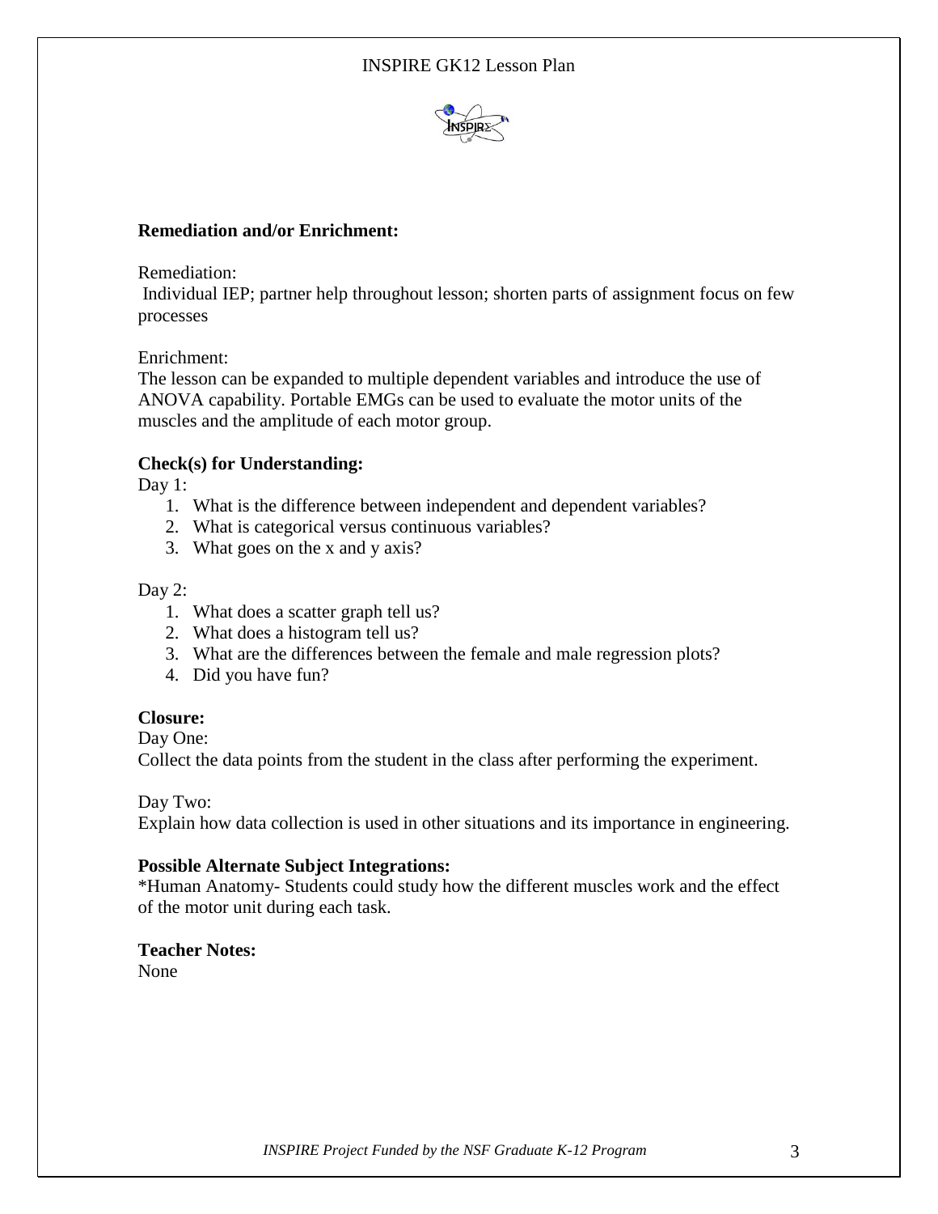**Remediation and/or Enrichment:**

Remediation:
Individual IEP; partner help throughout lesson; shorten parts of assignment focus on few processes

Enrichment:
The lesson can be expanded to multiple dependent variables and introduce the use of ANOVA capability. Portable EMGs can be used to evaluate the motor units of the muscles and the amplitude of each motor group.

**Check(s) for Understanding:**

Day 1:

1. What is the difference between independent and dependent variables?
2. What is categorical versus continuous variables?
3. What goes on the x and y axis?

Day 2:

1. What does a scatter graph tell us?
2. What does a histogram tell us?
3. What are the differences between the female and male regression plots?
4. Did you have fun?

**Closure:**

Day One:
Collect the data points from the student in the class after performing the experiment.

Day Two:
Explain how data collection is used in other situations and its importance in engineering.

**Possible Alternate Subject Integrations:**

*Human Anatomy- Students could study how the different muscles work and the effect of the motor unit during each task.

**Teacher Notes:**

None